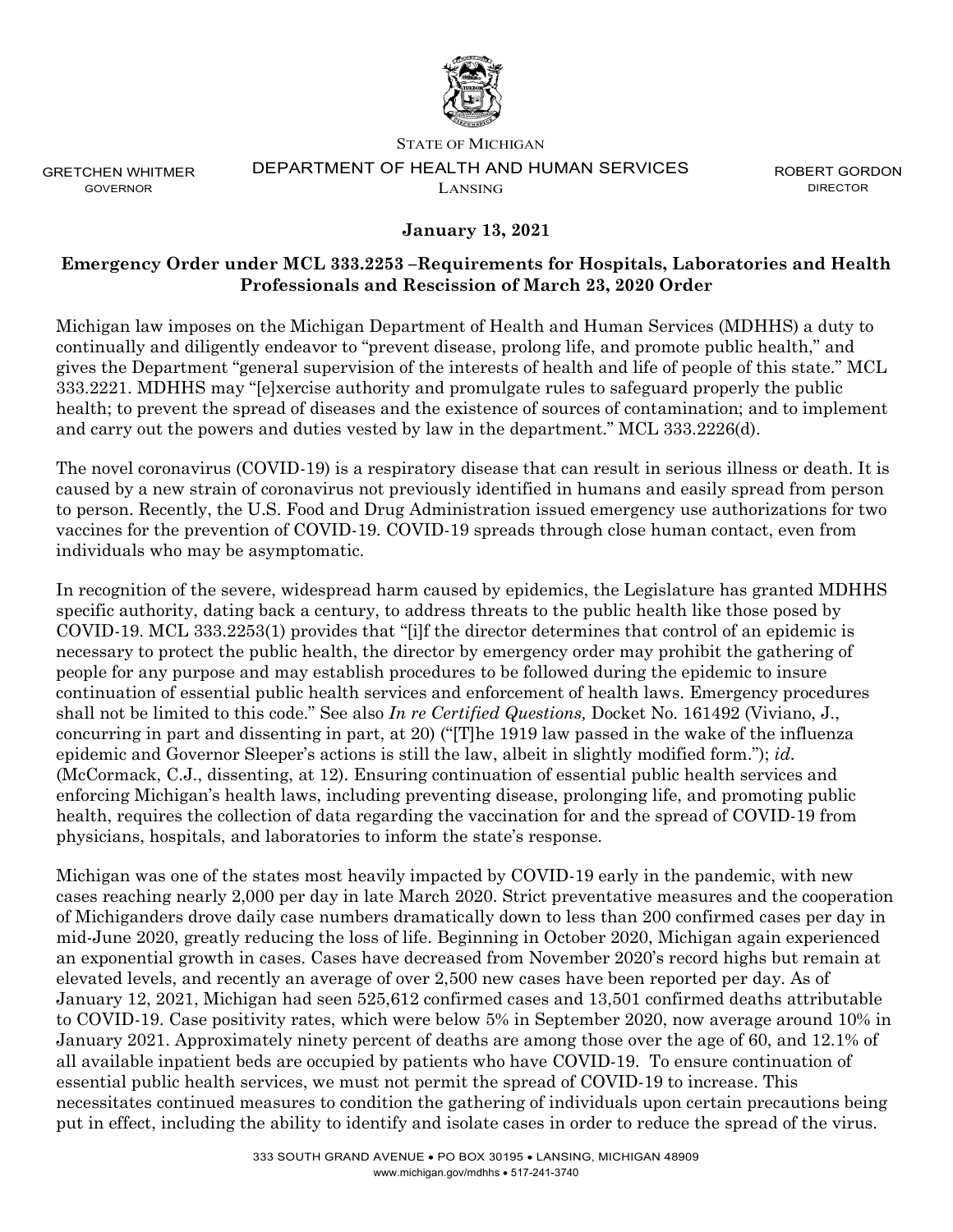STATE OF MICHIGAN

GRETCHEN WHITMER
GOVERNOR

DEPARTMENT OF HEALTH AND HUMAN SERVICES
LANSING

ROBERT GORDON
DIRECTOR

**January 13, 2021**

**Emergency Order under MCL 333.2253 –Requirements for Hospitals, Laboratories and Health Professionals and Rescission of March 23, 2020 Order**

Michigan law imposes on the Michigan Department of Health and Human Services (MDHHS) a duty to continually and diligently endeavor to "prevent disease, prolong life, and promote public health," and gives the Department "general supervision of the interests of health and life of people of this state." MCL 333.2221. MDHHS may "[e]xercise authority and promulgate rules to safeguard properly the public health; to prevent the spread of diseases and the existence of sources of contamination; and to implement and carry out the powers and duties vested by law in the department." MCL 333.2226(d).

The novel coronavirus (COVID-19) is a respiratory disease that can result in serious illness or death. It is caused by a new strain of coronavirus not previously identified in humans and easily spread from person to person. Recently, the U.S. Food and Drug Administration issued emergency use authorizations for two vaccines for the prevention of COVID-19. COVID-19 spreads through close human contact, even from individuals who may be asymptomatic.

In recognition of the severe, widespread harm caused by epidemics, the Legislature has granted MDHHS specific authority, dating back a century, to address threats to the public health like those posed by COVID-19. MCL 333.2253(1) provides that "[i]f the director determines that control of an epidemic is necessary to protect the public health, the director by emergency order may prohibit the gathering of people for any purpose and may establish procedures to be followed during the epidemic to insure continuation of essential public health services and enforcement of health laws. Emergency procedures shall not be limited to this code." See also *In re Certified Questions,* Docket No. 161492 (Viviano, J., concurring in part and dissenting in part, at 20) ("[T]he 1919 law passed in the wake of the influenza epidemic and Governor Sleeper's actions is still the law, albeit in slightly modified form."); *id.* (McCormack, C.J., dissenting, at 12). Ensuring continuation of essential public health services and enforcing Michigan's health laws, including preventing disease, prolonging life, and promoting public health, requires the collection of data regarding the vaccination for and the spread of COVID-19 from physicians, hospitals, and laboratories to inform the state's response.

Michigan was one of the states most heavily impacted by COVID-19 early in the pandemic, with new cases reaching nearly 2,000 per day in late March 2020. Strict preventative measures and the cooperation of Michiganders drove daily case numbers dramatically down to less than 200 confirmed cases per day in mid-June 2020, greatly reducing the loss of life. Beginning in October 2020, Michigan again experienced an exponential growth in cases. Cases have decreased from November 2020's record highs but remain at elevated levels, and recently an average of over 2,500 new cases have been reported per day. As of January 12, 2021, Michigan had seen 525,612 confirmed cases and 13,501 confirmed deaths attributable to COVID-19. Case positivity rates, which were below 5% in September 2020, now average around 10% in January 2021. Approximately ninety percent of deaths are among those over the age of 60, and 12.1% of all available inpatient beds are occupied by patients who have COVID-19. To ensure continuation of essential public health services, we must not permit the spread of COVID-19 to increase. This necessitates continued measures to condition the gathering of individuals upon certain precautions being put in effect, including the ability to identify and isolate cases in order to reduce the spread of the virus.

333 SOUTH GRAND AVENUE • PO BOX 30195 • LANSING, MICHIGAN 48909
www.michigan.gov/mdhhs • 517-241-3740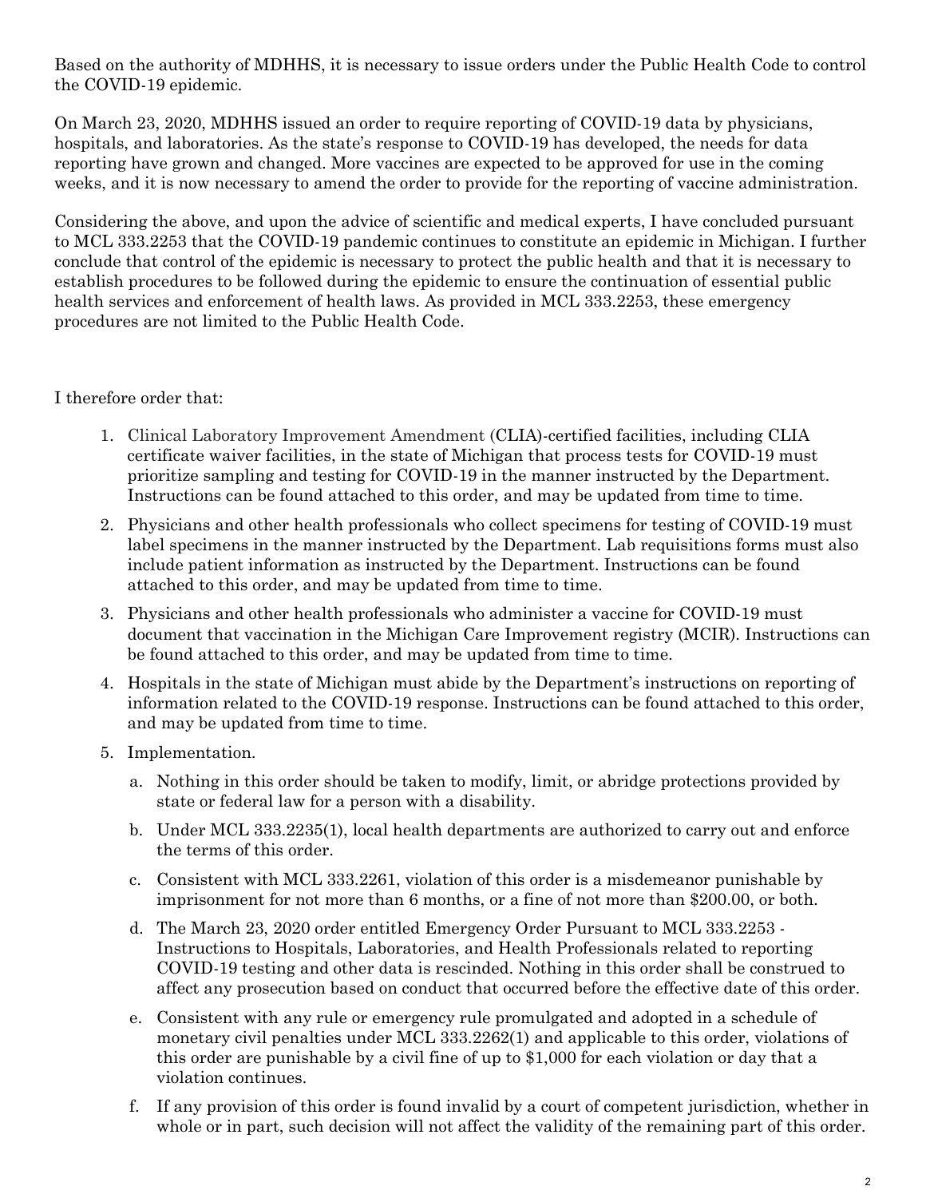Based on the authority of MDHHS, it is necessary to issue orders under the Public Health Code to control the COVID-19 epidemic.

On March 23, 2020, MDHHS issued an order to require reporting of COVID-19 data by physicians, hospitals, and laboratories. As the state's response to COVID-19 has developed, the needs for data reporting have grown and changed. More vaccines are expected to be approved for use in the coming weeks, and it is now necessary to amend the order to provide for the reporting of vaccine administration.

Considering the above, and upon the advice of scientific and medical experts, I have concluded pursuant to MCL 333.2253 that the COVID-19 pandemic continues to constitute an epidemic in Michigan. I further conclude that control of the epidemic is necessary to protect the public health and that it is necessary to establish procedures to be followed during the epidemic to ensure the continuation of essential public health services and enforcement of health laws. As provided in MCL 333.2253, these emergency procedures are not limited to the Public Health Code.

I therefore order that:

1. Clinical Laboratory Improvement Amendment (CLIA)-certified facilities, including CLIA certificate waiver facilities, in the state of Michigan that process tests for COVID-19 must prioritize sampling and testing for COVID-19 in the manner instructed by the Department. Instructions can be found attached to this order, and may be updated from time to time.
2. Physicians and other health professionals who collect specimens for testing of COVID-19 must label specimens in the manner instructed by the Department. Lab requisitions forms must also include patient information as instructed by the Department. Instructions can be found attached to this order, and may be updated from time to time.
3. Physicians and other health professionals who administer a vaccine for COVID-19 must document that vaccination in the Michigan Care Improvement registry (MCIR). Instructions can be found attached to this order, and may be updated from time to time.
4. Hospitals in the state of Michigan must abide by the Department's instructions on reporting of information related to the COVID-19 response. Instructions can be found attached to this order, and may be updated from time to time.
5. Implementation.
    a. Nothing in this order should be taken to modify, limit, or abridge protections provided by state or federal law for a person with a disability.
    b. Under MCL 333.2235(1), local health departments are authorized to carry out and enforce the terms of this order.
    c. Consistent with MCL 333.2261, violation of this order is a misdemeanor punishable by imprisonment for not more than 6 months, or a fine of not more than $200.00, or both.
    d. The March 23, 2020 order entitled Emergency Order Pursuant to MCL 333.2253 - Instructions to Hospitals, Laboratories, and Health Professionals related to reporting COVID-19 testing and other data is rescinded. Nothing in this order shall be construed to affect any prosecution based on conduct that occurred before the effective date of this order.
    e. Consistent with any rule or emergency rule promulgated and adopted in a schedule of monetary civil penalties under MCL 333.2262(1) and applicable to this order, violations of this order are punishable by a civil fine of up to $1,000 for each violation or day that a violation continues.
    f. If any provision of this order is found invalid by a court of competent jurisdiction, whether in whole or in part, such decision will not affect the validity of the remaining part of this order.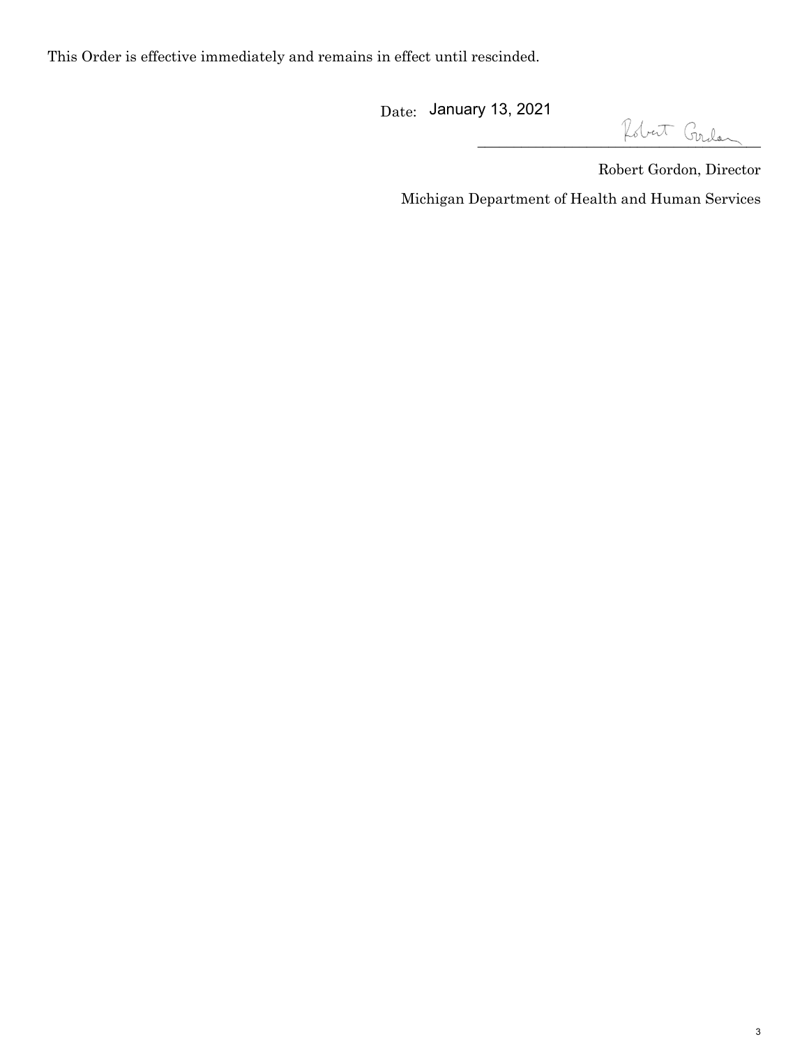This Order is effective immediately and remains in effect until rescinded.

Date: January 13, 2021

Robert Gordon, Director

Michigan Department of Health and Human Services